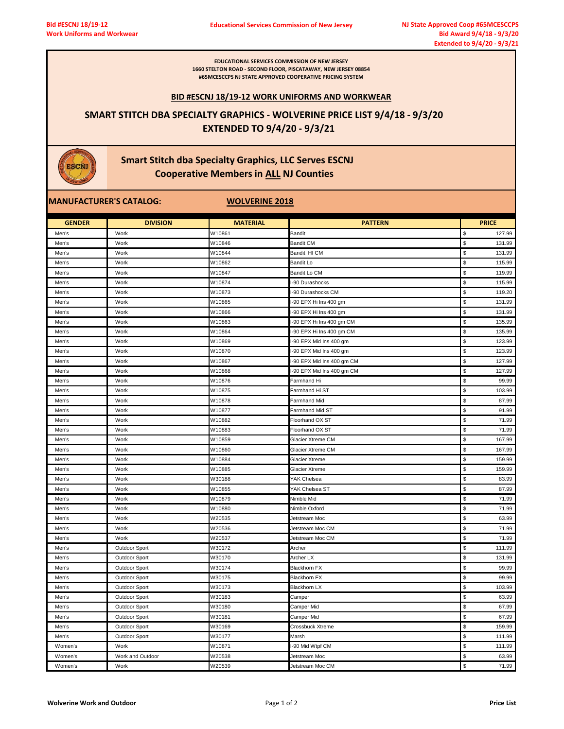Bid #ESCNJ 18/19-12
Work Uniforms and Workwear

Educational Services Commission of New Jersey

NJ State Approved Coop #65MCESCCPS
Bid Award 9/4/18 - 9/3/20
Extended to 9/4/20 - 9/3/21

EDUCATIONAL SERVICES COMMISSION OF NEW JERSEY
1660 STELTON ROAD - SECOND FLOOR, PISCATAWAY, NEW JERSEY 08854
#65MCESCCPS NJ STATE APPROVED COOPERATIVE PRICING SYSTEM

## BID #ESCNJ 18/19-12 WORK UNIFORMS AND WORKWEAR

## SMART STITCH DBA SPECIALTY GRAPHICS - WOLVERINE PRICE LIST 9/4/18 - 9/3/20 EXTENDED TO 9/4/20 - 9/3/21

### Smart Stitch dba Specialty Graphics, LLC Serves ESCNJ Cooperative Members in ALL NJ Counties

**MANUFACTURER'S CATALOG:** **WOLVERINE 2018**

| GENDER | DIVISION | MATERIAL | PATTERN | PRICE |
|---|---|---|---|---|
| Men's | Work | W10861 | Bandit | $ 127.99 |
| Men's | Work | W10846 | Bandit CM | $ 131.99 |
| Men's | Work | W10844 | Bandit HI CM | $ 131.99 |
| Men's | Work | W10862 | Bandit Lo | $ 115.99 |
| Men's | Work | W10847 | Bandit Lo CM | $ 119.99 |
| Men's | Work | W10874 | I-90 Durashocks | $ 115.99 |
| Men's | Work | W10873 | I-90 Durashocks CM | $ 119.20 |
| Men's | Work | W10865 | I-90 EPX Hi Ins 400 gm | $ 131.99 |
| Men's | Work | W10866 | I-90 EPX Hi Ins 400 gm | $ 131.99 |
| Men's | Work | W10863 | I-90 EPX Hi Ins 400 gm CM | $ 135.99 |
| Men's | Work | W10864 | I-90 EPX Hi Ins 400 gm CM | $ 135.99 |
| Men's | Work | W10869 | I-90 EPX Mid Ins 400 gm | $ 123.99 |
| Men's | Work | W10870 | I-90 EPX Mid Ins 400 gm | $ 123.99 |
| Men's | Work | W10867 | I-90 EPX Mid Ins 400 gm CM | $ 127.99 |
| Men's | Work | W10868 | I-90 EPX Mid Ins 400 gm CM | $ 127.99 |
| Men's | Work | W10876 | Farmhand Hi | $ 99.99 |
| Men's | Work | W10875 | Farmhand Hi ST | $ 103.99 |
| Men's | Work | W10878 | Farmhand Mid | $ 87.99 |
| Men's | Work | W10877 | Farmhand Mid ST | $ 91.99 |
| Men's | Work | W10882 | Floorhand OX ST | $ 71.99 |
| Men's | Work | W10883 | Floorhand OX ST | $ 71.99 |
| Men's | Work | W10859 | Glacier Xtreme CM | $ 167.99 |
| Men's | Work | W10860 | Glacier Xtreme CM | $ 167.99 |
| Men's | Work | W10884 | Glacier Xtreme | $ 159.99 |
| Men's | Work | W10885 | Glacier Xtreme | $ 159.99 |
| Men's | Work | W30188 | YAK Chelsea | $ 83.99 |
| Men's | Work | W10855 | YAK Chelsea ST | $ 87.99 |
| Men's | Work | W10879 | Nimble Mid | $ 71.99 |
| Men's | Work | W10880 | Nimble Oxford | $ 71.99 |
| Men's | Work | W20535 | Jetstream Moc | $ 63.99 |
| Men's | Work | W20536 | Jetstream Moc CM | $ 71.99 |
| Men's | Work | W20537 | Jetstream Moc CM | $ 71.99 |
| Men's | Outdoor Sport | W30172 | Archer | $ 111.99 |
| Men's | Outdoor Sport | W30170 | Archer LX | $ 131.99 |
| Men's | Outdoor Sport | W30174 | Blackhorn FX | $ 99.99 |
| Men's | Outdoor Sport | W30175 | Blackhorn FX | $ 99.99 |
| Men's | Outdoor Sport | W30173 | Blackhorn LX | $ 103.99 |
| Men's | Outdoor Sport | W30183 | Camper | $ 63.99 |
| Men's | Outdoor Sport | W30180 | Camper Mid | $ 67.99 |
| Men's | Outdoor Sport | W30181 | Camper Mid | $ 67.99 |
| Men's | Outdoor Sport | W30169 | Crossbuck Xtreme | $ 159.99 |
| Men's | Outdoor Sport | W30177 | Marsh | $ 111.99 |
| Women's | Work | W10871 | I-90 Mid Wtpf CM | $ 111.99 |
| Women's | Work and Outdoor | W20538 | Jetstream Moc | $ 63.99 |
| Women's | Work | W20539 | Jetstream Moc CM | $ 71.99 |

Wolverine Work and Outdoor

Price List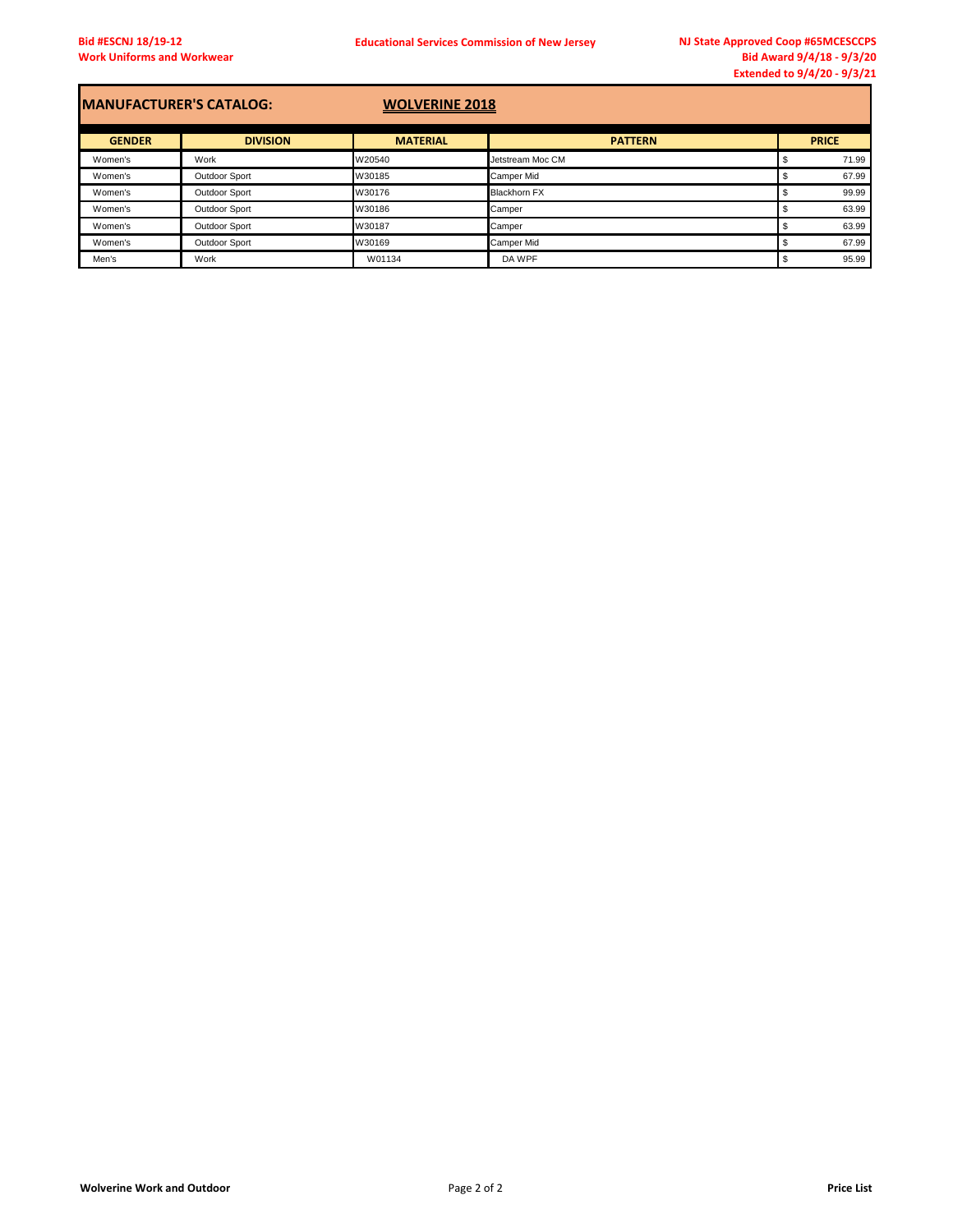**Bid #ESCNJ 18/19-12**
**Work Uniforms and Workwear**

**Educational Services Commission of New Jersey**

**NJ State Approved Coop #65MCESCCPS**
**Bid Award 9/4/18 - 9/3/20**
**Extended to 9/4/20 - 9/3/21**

## MANUFACTURER'S CATALOG: WOLVERINE 2018

| GENDER | DIVISION | MATERIAL | PATTERN | PRICE |
|---|---|---|---|---|
| Women's | Work | W20540 | Jetstream Moc CM | $ 71.99 |
| Women's | Outdoor Sport | W30185 | Camper Mid | $ 67.99 |
| Women's | Outdoor Sport | W30176 | Blackhorn FX | $ 99.99 |
| Women's | Outdoor Sport | W30186 | Camper | $ 63.99 |
| Women's | Outdoor Sport | W30187 | Camper | $ 63.99 |
| Women's | Outdoor Sport | W30169 | Camper Mid | $ 67.99 |
| Men's | Work | W01134 | DA WPF | $ 95.99 |

**Wolverine Work and Outdoor** **Price List**